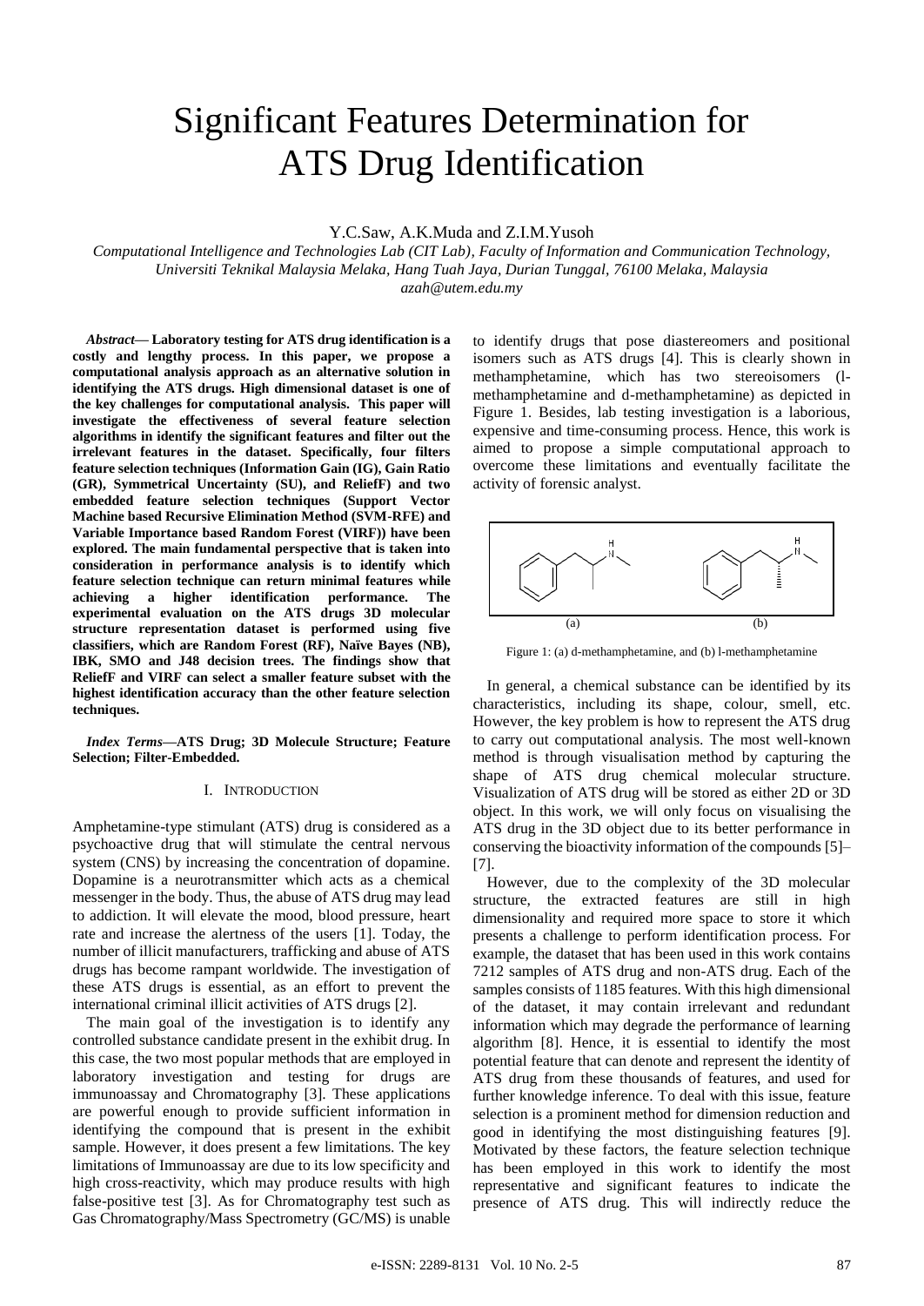# Significant Features Determination for ATS Drug Identification

Y.C.Saw, A.K.Muda and Z.I.M.Yusoh

*Computational Intelligence and Technologies Lab (CIT Lab), Faculty of Information and Communication Technology, Universiti Teknikal Malaysia Melaka, Hang Tuah Jaya, Durian Tunggal, 76100 Melaka, Malaysia*
*azah@utem.edu.my*

***Abstract*— Laboratory testing for ATS drug identification is a costly and lengthy process. In this paper, we propose a computational analysis approach as an alternative solution in identifying the ATS drugs. High dimensional dataset is one of the key challenges for computational analysis. This paper will investigate the effectiveness of several feature selection algorithms in identify the significant features and filter out the irrelevant features in the dataset. Specifically, four filters feature selection techniques (Information Gain (IG), Gain Ratio (GR), Symmetrical Uncertainty (SU), and ReliefF) and two embedded feature selection techniques (Support Vector Machine based Recursive Elimination Method (SVM-RFE) and Variable Importance based Random Forest (VIRF)) have been explored. The main fundamental perspective that is taken into consideration in performance analysis is to identify which feature selection technique can return minimal features while achieving a higher identification performance. The experimental evaluation on the ATS drugs 3D molecular structure representation dataset is performed using five classifiers, which are Random Forest (RF), Naïve Bayes (NB), IBK, SMO and J48 decision trees. The findings show that ReliefF and VIRF can select a smaller feature subset with the highest identification accuracy than the other feature selection techniques.**

***Index Terms*—ATS Drug; 3D Molecule Structure; Feature Selection; Filter-Embedded.**

## I. INTRODUCTION

Amphetamine-type stimulant (ATS) drug is considered as a psychoactive drug that will stimulate the central nervous system (CNS) by increasing the concentration of dopamine. Dopamine is a neurotransmitter which acts as a chemical messenger in the body. Thus, the abuse of ATS drug may lead to addiction. It will elevate the mood, blood pressure, heart rate and increase the alertness of the users [1]. Today, the number of illicit manufacturers, trafficking and abuse of ATS drugs has become rampant worldwide. The investigation of these ATS drugs is essential, as an effort to prevent the international criminal illicit activities of ATS drugs [2].

The main goal of the investigation is to identify any controlled substance candidate present in the exhibit drug. In this case, the two most popular methods that are employed in laboratory investigation and testing for drugs are immunoassay and Chromatography [3]. These applications are powerful enough to provide sufficient information in identifying the compound that is present in the exhibit sample. However, it does present a few limitations. The key limitations of Immunoassay are due to its low specificity and high cross-reactivity, which may produce results with high false-positive test [3]. As for Chromatography test such as Gas Chromatography/Mass Spectrometry (GC/MS) is unable to identify drugs that pose diastereomers and positional isomers such as ATS drugs [4]. This is clearly shown in methamphetamine, which has two stereoisomers (l-methamphetamine and d-methamphetamine) as depicted in Figure 1. Besides, lab testing investigation is a laborious, expensive and time-consuming process. Hence, this work is aimed to propose a simple computational approach to overcome these limitations and eventually facilitate the activity of forensic analyst.

Figure 1: (a) d-methamphetamine, and (b) l-methamphetamine

In general, a chemical substance can be identified by its characteristics, including its shape, colour, smell, etc. However, the key problem is how to represent the ATS drug to carry out computational analysis. The most well-known method is through visualisation method by capturing the shape of ATS drug chemical molecular structure. Visualization of ATS drug will be stored as either 2D or 3D object. In this work, we will only focus on visualising the ATS drug in the 3D object due to its better performance in conserving the bioactivity information of the compounds [5]–[7].

However, due to the complexity of the 3D molecular structure, the extracted features are still in high dimensionality and required more space to store it which presents a challenge to perform identification process. For example, the dataset that has been used in this work contains 7212 samples of ATS drug and non-ATS drug. Each of the samples consists of 1185 features. With this high dimensional of the dataset, it may contain irrelevant and redundant information which may degrade the performance of learning algorithm [8]. Hence, it is essential to identify the most potential feature that can denote and represent the identity of ATS drug from these thousands of features, and used for further knowledge inference. To deal with this issue, feature selection is a prominent method for dimension reduction and good in identifying the most distinguishing features [9]. Motivated by these factors, the feature selection technique has been employed in this work to identify the most representative and significant features to indicate the presence of ATS drug. This will indirectly reduce the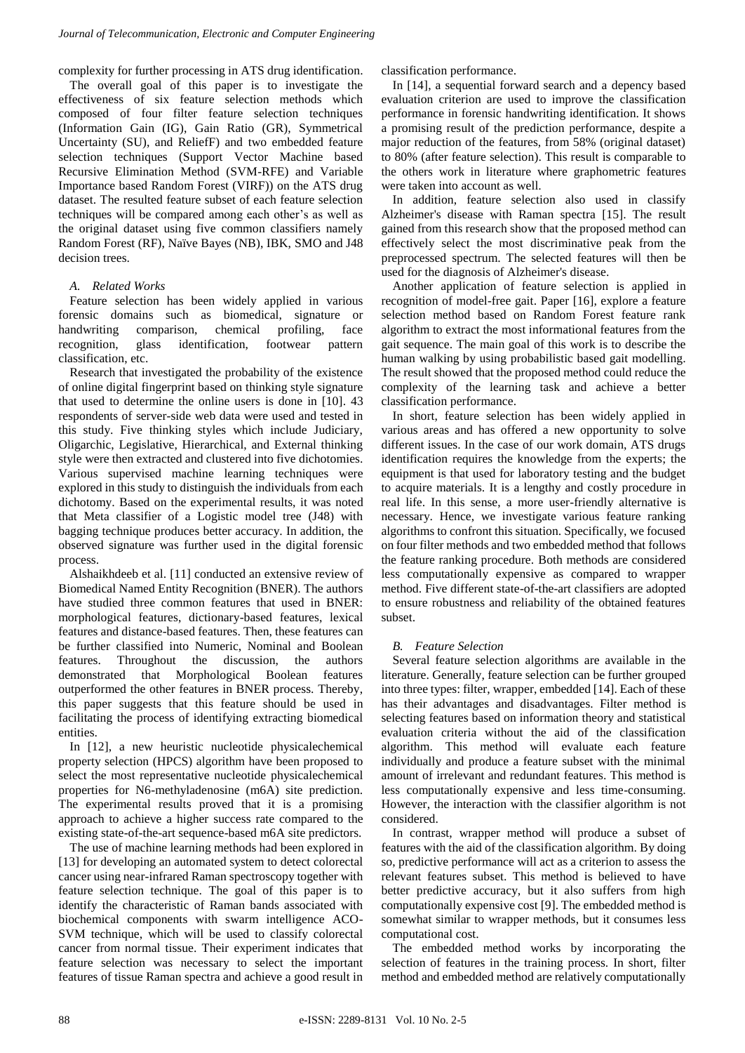complexity for further processing in ATS drug identification.

The overall goal of this paper is to investigate the effectiveness of six feature selection methods which composed of four filter feature selection techniques (Information Gain (IG), Gain Ratio (GR), Symmetrical Uncertainty (SU), and ReliefF) and two embedded feature selection techniques (Support Vector Machine based Recursive Elimination Method (SVM-RFE) and Variable Importance based Random Forest (VIRF)) on the ATS drug dataset. The resulted feature subset of each feature selection techniques will be compared among each other's as well as the original dataset using five common classifiers namely Random Forest (RF), Naïve Bayes (NB), IBK, SMO and J48 decision trees.

### *A. Related Works*

Feature selection has been widely applied in various forensic domains such as biomedical, signature or handwriting comparison, chemical profiling, face recognition, glass identification, footwear pattern classification, etc.

Research that investigated the probability of the existence of online digital fingerprint based on thinking style signature that used to determine the online users is done in [10]. 43 respondents of server-side web data were used and tested in this study. Five thinking styles which include Judiciary, Oligarchic, Legislative, Hierarchical, and External thinking style were then extracted and clustered into five dichotomies. Various supervised machine learning techniques were explored in this study to distinguish the individuals from each dichotomy. Based on the experimental results, it was noted that Meta classifier of a Logistic model tree (J48) with bagging technique produces better accuracy. In addition, the observed signature was further used in the digital forensic process.

Alshaikhdeeb et al. [11] conducted an extensive review of Biomedical Named Entity Recognition (BNER). The authors have studied three common features that used in BNER: morphological features, dictionary-based features, lexical features and distance-based features. Then, these features can be further classified into Numeric, Nominal and Boolean features. Throughout the discussion, the authors demonstrated that Morphological Boolean features outperformed the other features in BNER process. Thereby, this paper suggests that this feature should be used in facilitating the process of identifying extracting biomedical entities.

In [12], a new heuristic nucleotide physicalechemical property selection (HPCS) algorithm have been proposed to select the most representative nucleotide physicalechemical properties for N6-methyladenosine (m6A) site prediction. The experimental results proved that it is a promising approach to achieve a higher success rate compared to the existing state-of-the-art sequence-based m6A site predictors.

The use of machine learning methods had been explored in [13] for developing an automated system to detect colorectal cancer using near-infrared Raman spectroscopy together with feature selection technique. The goal of this paper is to identify the characteristic of Raman bands associated with biochemical components with swarm intelligence ACO-SVM technique, which will be used to classify colorectal cancer from normal tissue. Their experiment indicates that feature selection was necessary to select the important features of tissue Raman spectra and achieve a good result in classification performance.

In [14], a sequential forward search and a depency based evaluation criterion are used to improve the classification performance in forensic handwriting identification. It shows a promising result of the prediction performance, despite a major reduction of the features, from 58% (original dataset) to 80% (after feature selection). This result is comparable to the others work in literature where graphometric features were taken into account as well.

In addition, feature selection also used in classify Alzheimer's disease with Raman spectra [15]. The result gained from this research show that the proposed method can effectively select the most discriminative peak from the preprocessed spectrum. The selected features will then be used for the diagnosis of Alzheimer's disease.

Another application of feature selection is applied in recognition of model-free gait. Paper [16], explore a feature selection method based on Random Forest feature rank algorithm to extract the most informational features from the gait sequence. The main goal of this work is to describe the human walking by using probabilistic based gait modelling. The result showed that the proposed method could reduce the complexity of the learning task and achieve a better classification performance.

In short, feature selection has been widely applied in various areas and has offered a new opportunity to solve different issues. In the case of our work domain, ATS drugs identification requires the knowledge from the experts; the equipment is that used for laboratory testing and the budget to acquire materials. It is a lengthy and costly procedure in real life. In this sense, a more user-friendly alternative is necessary. Hence, we investigate various feature ranking algorithms to confront this situation. Specifically, we focused on four filter methods and two embedded method that follows the feature ranking procedure. Both methods are considered less computationally expensive as compared to wrapper method. Five different state-of-the-art classifiers are adopted to ensure robustness and reliability of the obtained features subset.

### *B. Feature Selection*

Several feature selection algorithms are available in the literature. Generally, feature selection can be further grouped into three types: filter, wrapper, embedded [14]. Each of these has their advantages and disadvantages. Filter method is selecting features based on information theory and statistical evaluation criteria without the aid of the classification algorithm. This method will evaluate each feature individually and produce a feature subset with the minimal amount of irrelevant and redundant features. This method is less computationally expensive and less time-consuming. However, the interaction with the classifier algorithm is not considered.

In contrast, wrapper method will produce a subset of features with the aid of the classification algorithm. By doing so, predictive performance will act as a criterion to assess the relevant features subset. This method is believed to have better predictive accuracy, but it also suffers from high computationally expensive cost [9]. The embedded method is somewhat similar to wrapper methods, but it consumes less computational cost.

The embedded method works by incorporating the selection of features in the training process. In short, filter method and embedded method are relatively computationally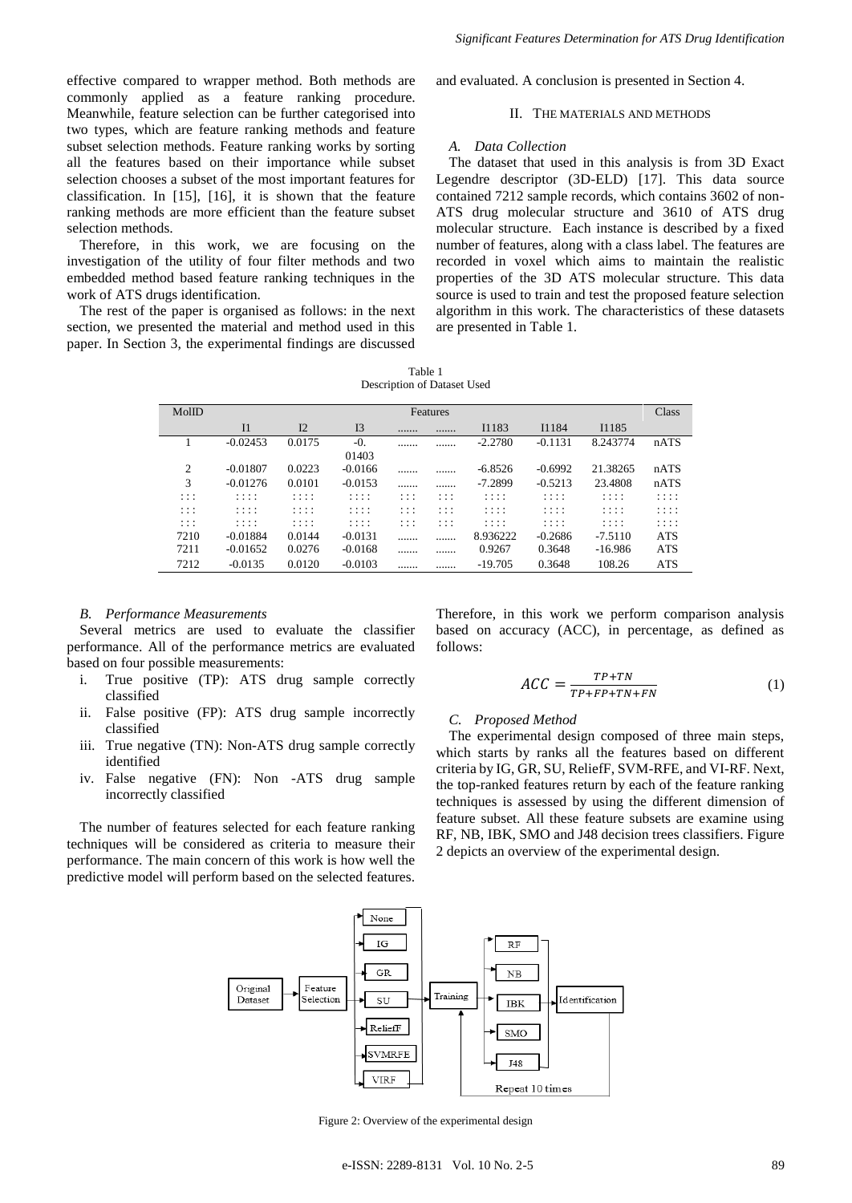effective compared to wrapper method. Both methods are commonly applied as a feature ranking procedure. Meanwhile, feature selection can be further categorised into two types, which are feature ranking methods and feature subset selection methods. Feature ranking works by sorting all the features based on their importance while subset selection chooses a subset of the most important features for classification. In [15], [16], it is shown that the feature ranking methods are more efficient than the feature subset selection methods.

Therefore, in this work, we are focusing on the investigation of the utility of four filter methods and two embedded method based feature ranking techniques in the work of ATS drugs identification.

The rest of the paper is organised as follows: in the next section, we presented the material and method used in this paper. In Section 3, the experimental findings are discussed and evaluated. A conclusion is presented in Section 4.

## II. The Materials and Methods

### A. Data Collection

The dataset that used in this analysis is from 3D Exact Legendre descriptor (3D-ELD) [17]. This data source contained 7212 sample records, which contains 3602 of non-ATS drug molecular structure and 3610 of ATS drug molecular structure. Each instance is described by a fixed number of features, along with a class label. The features are recorded in voxel which aims to maintain the realistic properties of the 3D ATS molecular structure. This data source is used to train and test the proposed feature selection algorithm in this work. The characteristics of these datasets are presented in Table 1.

Table 1
Description of Dataset Used

| MolID | Features | | | | | | | | Class |
|---|---|---|---|---|---|---|---|---|---|
| | I1 | I2 | I3 | ....... | ....... | I1183 | I1184 | I1185 | |
| 1 | -0.02453 | 0.0175 | -0.01403 | ....... | ....... | -2.2780 | -0.1131 | 8.243774 | nATS |
| 2 | -0.01807 | 0.0223 | -0.0166 | ....... | ....... | -6.8526 | -0.6992 | 21.38265 | nATS |
| 3 | -0.01276 | 0.0101 | -0.0153 | ....... | ....... | -7.2899 | -0.5213 | 23.4808 | nATS |
| ::: | :::: | :::: | :::: | ::: | ::: | :::: | :::: | :::: | :::: |
| ::: | :::: | :::: | :::: | ::: | ::: | :::: | :::: | :::: | :::: |
| ::: | :::: | :::: | :::: | ::: | ::: | :::: | :::: | :::: | :::: |
| 7210 | -0.01884 | 0.0144 | -0.0131 | ....... | ....... | 8.936222 | -0.2686 | -7.5110 | ATS |
| 7211 | -0.01652 | 0.0276 | -0.0168 | ....... | ....... | 0.9267 | 0.3648 | -16.986 | ATS |
| 7212 | -0.0135 | 0.0120 | -0.0103 | ....... | ....... | -19.705 | 0.3648 | 108.26 | ATS |

### B. Performance Measurements

Several metrics are used to evaluate the classifier performance. All of the performance metrics are evaluated based on four possible measurements:

i. True positive (TP): ATS drug sample correctly classified
ii. False positive (FP): ATS drug sample incorrectly classified
iii. True negative (TN): Non-ATS drug sample correctly identified
iv. False negative (FN): Non -ATS drug sample incorrectly classified

The number of features selected for each feature ranking techniques will be considered as criteria to measure their performance. The main concern of this work is how well the predictive model will perform based on the selected features. Therefore, in this work we perform comparison analysis based on accuracy (ACC), in percentage, as defined as follows:

$$ACC = \frac{TP+TN}{TP+FP+TN+FN} \quad (1)$$

### C. Proposed Method

The experimental design composed of three main steps, which starts by ranks all the features based on different criteria by IG, GR, SU, ReliefF, SVM-RFE, and VI-RF. Next, the top-ranked features return by each of the feature ranking techniques is assessed by using the different dimension of feature subset. All these feature subsets are examine using RF, NB, IBK, SMO and J48 decision trees classifiers. Figure 2 depicts an overview of the experimental design.

Figure 2: Overview of the experimental design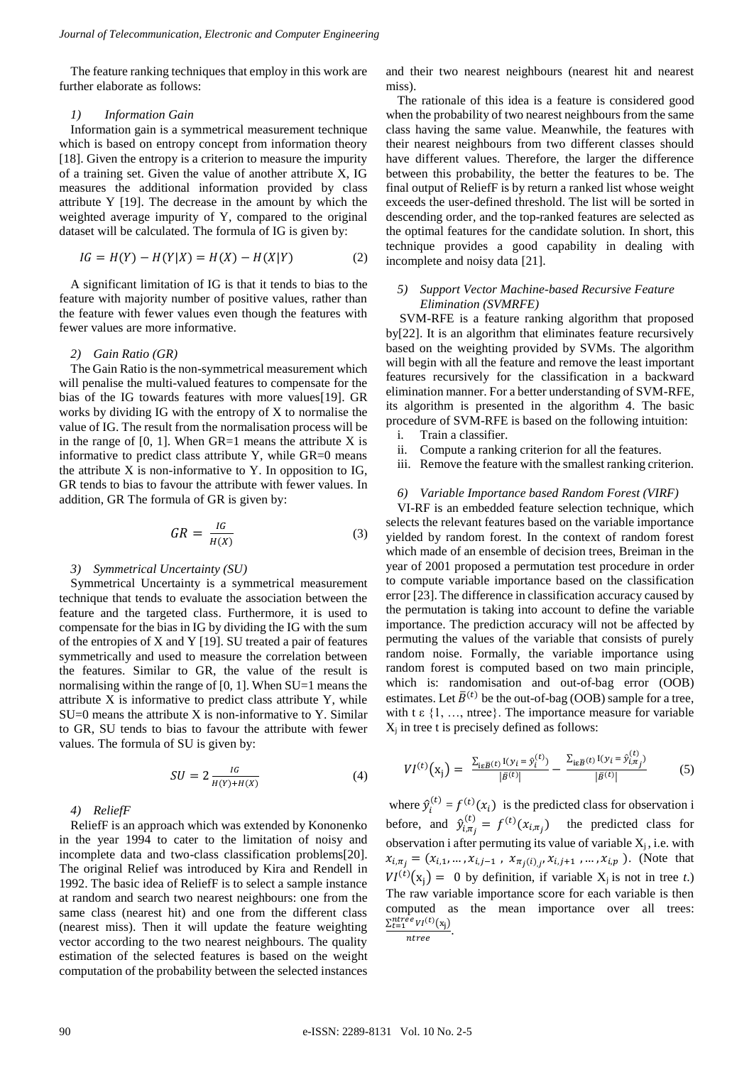The feature ranking techniques that employ in this work are further elaborate as follows:

#### *1) Information Gain*

Information gain is a symmetrical measurement technique which is based on entropy concept from information theory [18]. Given the entropy is a criterion to measure the impurity of a training set. Given the value of another attribute X, IG measures the additional information provided by class attribute Y [19]. The decrease in the amount by which the weighted average impurity of Y, compared to the original dataset will be calculated. The formula of IG is given by:

$$IG = H(Y) - H(Y|X) = H(X) - H(X|Y) \tag{2}$$

A significant limitation of IG is that it tends to bias to the feature with majority number of positive values, rather than the feature with fewer values even though the features with fewer values are more informative.

#### *2) Gain Ratio (GR)*

The Gain Ratio is the non-symmetrical measurement which will penalise the multi-valued features to compensate for the bias of the IG towards features with more values[19]. GR works by dividing IG with the entropy of X to normalise the value of IG. The result from the normalisation process will be in the range of [0, 1]. When GR=1 means the attribute X is informative to predict class attribute Y, while GR=0 means the attribute X is non-informative to Y. In opposition to IG, GR tends to bias to favour the attribute with fewer values. In addition, GR The formula of GR is given by:

$$GR = \frac{IG}{H(X)} \tag{3}$$

#### *3) Symmetrical Uncertainty (SU)*

Symmetrical Uncertainty is a symmetrical measurement technique that tends to evaluate the association between the feature and the targeted class. Furthermore, it is used to compensate for the bias in IG by dividing the IG with the sum of the entropies of X and Y [19]. SU treated a pair of features symmetrically and used to measure the correlation between the features. Similar to GR, the value of the result is normalising within the range of [0, 1]. When SU=1 means the attribute X is informative to predict class attribute Y, while SU=0 means the attribute X is non-informative to Y. Similar to GR, SU tends to bias to favour the attribute with fewer values. The formula of SU is given by:

$$SU = 2\frac{IG}{H(Y)+H(X)} \tag{4}$$

#### *4) ReliefF*

ReliefF is an approach which was extended by Kononenko in the year 1994 to cater to the limitation of noisy and incomplete data and two-class classification problems[20]. The original Relief was introduced by Kira and Rendell in 1992. The basic idea of ReliefF is to select a sample instance at random and search two nearest neighbours: one from the same class (nearest hit) and one from the different class (nearest miss). Then it will update the feature weighting vector according to the two nearest neighbours. The quality estimation of the selected features is based on the weight computation of the probability between the selected instances and their two nearest neighbours (nearest hit and nearest miss).

The rationale of this idea is a feature is considered good when the probability of two nearest neighbours from the same class having the same value. Meanwhile, the features with their nearest neighbours from two different classes should have different values. Therefore, the larger the difference between this probability, the better the features to be. The final output of ReliefF is by return a ranked list whose weight exceeds the user-defined threshold. The list will be sorted in descending order, and the top-ranked features are selected as the optimal features for the candidate solution. In short, this technique provides a good capability in dealing with incomplete and noisy data [21].

#### *5) Support Vector Machine-based Recursive Feature Elimination (SVMRFE)*

SVM-RFE is a feature ranking algorithm that proposed by[22]. It is an algorithm that eliminates feature recursively based on the weighting provided by SVMs. The algorithm will begin with all the feature and remove the least important features recursively for the classification in a backward elimination manner. For a better understanding of SVM-RFE, its algorithm is presented in the algorithm 4. The basic procedure of SVM-RFE is based on the following intuition:

i. Train a classifier.
ii. Compute a ranking criterion for all the features.
iii. Remove the feature with the smallest ranking criterion.

#### *6) Variable Importance based Random Forest (VIRF)*

VI-RF is an embedded feature selection technique, which selects the relevant features based on the variable importance yielded by random forest. In the context of random forest which made of an ensemble of decision trees, Breiman in the year of 2001 proposed a permutation test procedure in order to compute variable importance based on the classification error [23]. The difference in classification accuracy caused by the permutation is taking into account to define the variable importance. The prediction accuracy will not be affected by permuting the values of the variable that consists of purely random noise. Formally, the variable importance using random forest is computed based on two main principle, which is: randomisation and out-of-bag error (OOB) estimates. Let $\bar{B}^{(t)}$ be the out-of-bag (OOB) sample for a tree, with t ε {1, …, ntree}. The importance measure for variable $X_j$ in tree t is precisely defined as follows:

$$VI^{(t)}(\mathrm{x_j}) = \frac{\sum_{i\epsilon\bar{B}^{(t)}} \mathrm{I}(y_i = \hat{y}_i^{(t)})}{|\bar{B}^{(t)}|} - \frac{\sum_{i\epsilon\bar{B}^{(t)}} \mathrm{I}(y_i = \hat{y}_{i,\pi_j}^{(t)})}{|\bar{B}^{(t)}|} \tag{5}$$

where $\hat{y}_i^{(t)} = f^{(t)}(x_i)$ is the predicted class for observation i before, and $\hat{y}_{i,\pi_j}^{(t)} = f^{(t)}(x_{i,\pi_j})$ the predicted class for observation i after permuting its value of variable $X_j$, i.e. with $x_{i,\pi_j} = (x_{i,1}, \dots, x_{i,j-1}, x_{\pi_j(i),j}, x_{i,j+1}, \dots, x_{i,p})$. (Note that $VI^{(t)}(\mathrm{x_j}) = 0$ by definition, if variable $X_j$ is not in tree *t*.) The raw variable importance score for each variable is then computed as the mean importance over all trees: $\frac{\sum_{t=1}^{ntree} VI^{(t)}(\mathrm{x_j})}{ntree}$.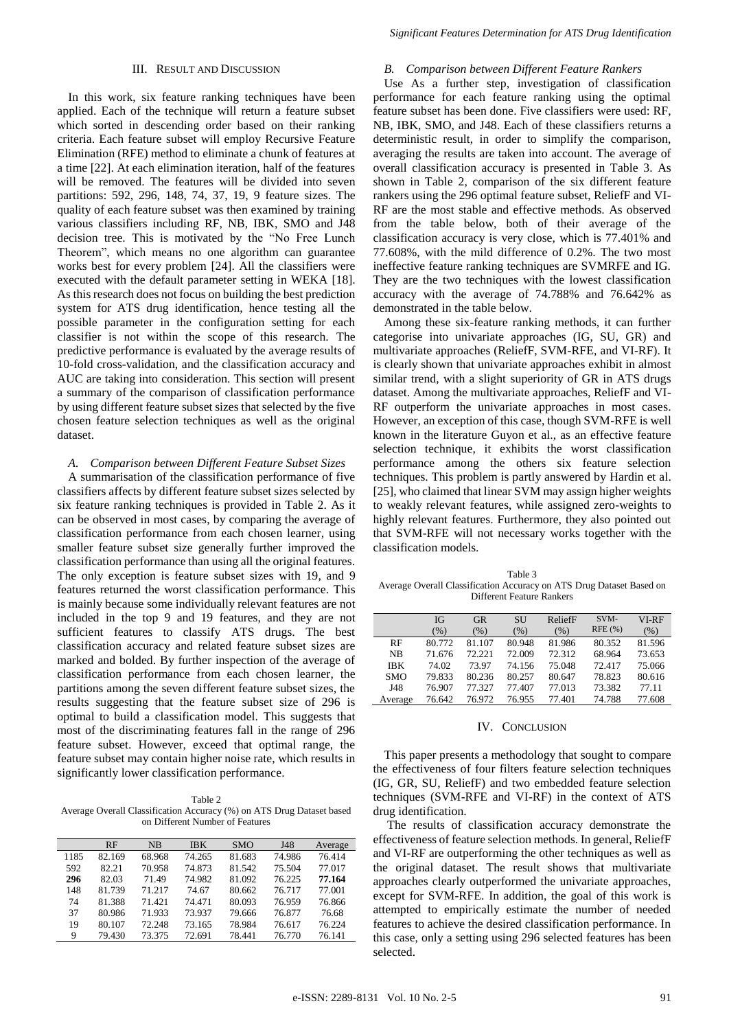## III. Result and Discussion

In this work, six feature ranking techniques have been applied. Each of the technique will return a feature subset which sorted in descending order based on their ranking criteria. Each feature subset will employ Recursive Feature Elimination (RFE) method to eliminate a chunk of features at a time [22]. At each elimination iteration, half of the features will be removed. The features will be divided into seven partitions: 592, 296, 148, 74, 37, 19, 9 feature sizes. The quality of each feature subset was then examined by training various classifiers including RF, NB, IBK, SMO and J48 decision tree. This is motivated by the "No Free Lunch Theorem", which means no one algorithm can guarantee works best for every problem [24]. All the classifiers were executed with the default parameter setting in WEKA [18]. As this research does not focus on building the best prediction system for ATS drug identification, hence testing all the possible parameter in the configuration setting for each classifier is not within the scope of this research. The predictive performance is evaluated by the average results of 10-fold cross-validation, and the classification accuracy and AUC are taking into consideration. This section will present a summary of the comparison of classification performance by using different feature subset sizes that selected by the five chosen feature selection techniques as well as the original dataset.

### *A. Comparison between Different Feature Subset Sizes*

A summarisation of the classification performance of five classifiers affects by different feature subset sizes selected by six feature ranking techniques is provided in Table 2. As it can be observed in most cases, by comparing the average of classification performance from each chosen learner, using smaller feature subset size generally further improved the classification performance than using all the original features. The only exception is feature subset sizes with 19, and 9 features returned the worst classification performance. This is mainly because some individually relevant features are not included in the top 9 and 19 features, and they are not sufficient features to classify ATS drugs. The best classification accuracy and related feature subset sizes are marked and bolded. By further inspection of the average of classification performance from each chosen learner, the partitions among the seven different feature subset sizes, the results suggesting that the feature subset size of 296 is optimal to build a classification model. This suggests that most of the discriminating features fall in the range of 296 feature subset. However, exceed that optimal range, the feature subset may contain higher noise rate, which results in significantly lower classification performance.

Table 2
Average Overall Classification Accuracy (%) on ATS Drug Dataset based on Different Number of Features

| | RF | NB | IBK | SMO | J48 | Average |
|---|---|---|---|---|---|---|
| 1185 | 82.169 | 68.968 | 74.265 | 81.683 | 74.986 | 76.414 |
| 592 | 82.21 | 70.958 | 74.873 | 81.542 | 75.504 | 77.017 |
| **296** | 82.03 | 71.49 | 74.982 | 81.092 | 76.225 | **77.164** |
| 148 | 81.739 | 71.217 | 74.67 | 80.662 | 76.717 | 77.001 |
| 74 | 81.388 | 71.421 | 74.471 | 80.093 | 76.959 | 76.866 |
| 37 | 80.986 | 71.933 | 73.937 | 79.666 | 76.877 | 76.68 |
| 19 | 80.107 | 72.248 | 73.165 | 78.984 | 76.617 | 76.224 |
| 9 | 79.430 | 73.375 | 72.691 | 78.441 | 76.770 | 76.141 |

### *B. Comparison between Different Feature Rankers*

Use As a further step, investigation of classification performance for each feature ranking using the optimal feature subset has been done. Five classifiers were used: RF, NB, IBK, SMO, and J48. Each of these classifiers returns a deterministic result, in order to simplify the comparison, averaging the results are taken into account. The average of overall classification accuracy is presented in Table 3. As shown in Table 2, comparison of the six different feature rankers using the 296 optimal feature subset, ReliefF and VI-RF are the most stable and effective methods. As observed from the table below, both of their average of the classification accuracy is very close, which is 77.401% and 77.608%, with the mild difference of 0.2%. The two most ineffective feature ranking techniques are SVMRFE and IG. They are the two techniques with the lowest classification accuracy with the average of 74.788% and 76.642% as demonstrated in the table below.

Among these six-feature ranking methods, it can further categorise into univariate approaches (IG, SU, GR) and multivariate approaches (ReliefF, SVM-RFE, and VI-RF). It is clearly shown that univariate approaches exhibit in almost similar trend, with a slight superiority of GR in ATS drugs dataset. Among the multivariate approaches, ReliefF and VI-RF outperform the univariate approaches in most cases. However, an exception of this case, though SVM-RFE is well known in the literature Guyon et al., as an effective feature selection technique, it exhibits the worst classification performance among the others six feature selection techniques. This problem is partly answered by Hardin et al. [25], who claimed that linear SVM may assign higher weights to weakly relevant features, while assigned zero-weights to highly relevant features. Furthermore, they also pointed out that SVM-RFE will not necessary works together with the classification models.

Table 3
Average Overall Classification Accuracy on ATS Drug Dataset Based on Different Feature Rankers

| | IG (%) | GR (%) | SU (%) | ReliefF (%) | SVM-RFE (%) | VI-RF (%) |
|---|---|---|---|---|---|---|
| RF | 80.772 | 81.107 | 80.948 | 81.986 | 80.352 | 81.596 |
| NB | 71.676 | 72.221 | 72.009 | 72.312 | 68.964 | 73.653 |
| IBK | 74.02 | 73.97 | 74.156 | 75.048 | 72.417 | 75.066 |
| SMO | 79.833 | 80.236 | 80.257 | 80.647 | 78.823 | 80.616 |
| J48 | 76.907 | 77.327 | 77.407 | 77.013 | 73.382 | 77.11 |
| Average | 76.642 | 76.972 | 76.955 | 77.401 | 74.788 | 77.608 |

## IV. Conclusion

This paper presents a methodology that sought to compare the effectiveness of four filters feature selection techniques (IG, GR, SU, ReliefF) and two embedded feature selection techniques (SVM-RFE and VI-RF) in the context of ATS drug identification.

The results of classification accuracy demonstrate the effectiveness of feature selection methods. In general, ReliefF and VI-RF are outperforming the other techniques as well as the original dataset. The result shows that multivariate approaches clearly outperformed the univariate approaches, except for SVM-RFE. In addition, the goal of this work is attempted to empirically estimate the number of needed features to achieve the desired classification performance. In this case, only a setting using 296 selected features has been selected.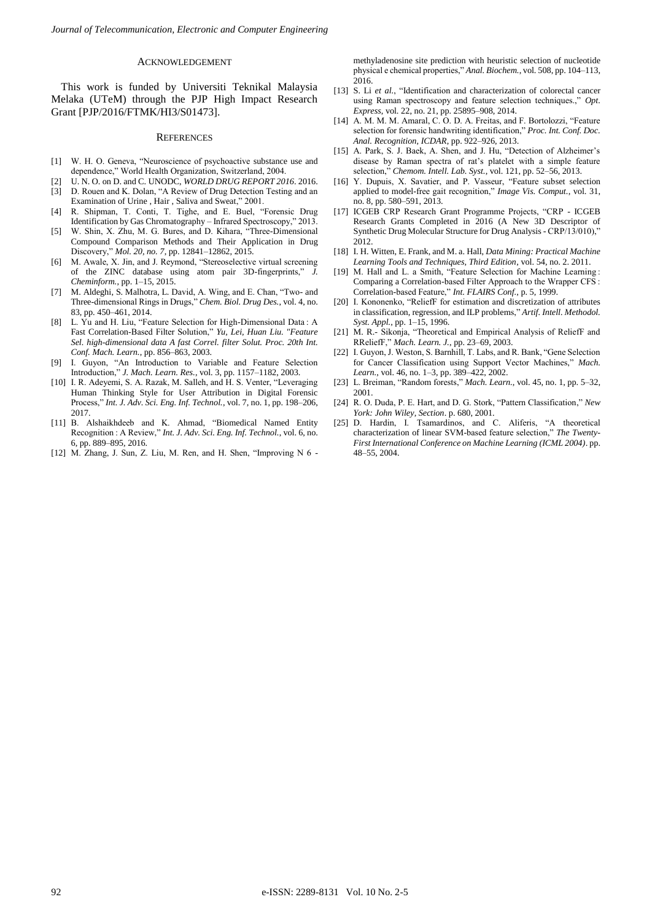## ACKNOWLEDGEMENT

This work is funded by Universiti Teknikal Malaysia Melaka (UTeM) through the PJP High Impact Research Grant [PJP/2016/FTMK/HI3/S01473].

## REFERENCES

[1] W. H. O. Geneva, "Neuroscience of psychoactive substance use and dependence," World Health Organization, Switzerland, 2004.

[2] U. N. O. on D. and C. UNODC, *WORLD DRUG REPORT 2016*. 2016.

[3] D. Rouen and K. Dolan, "A Review of Drug Detection Testing and an Examination of Urine , Hair , Saliva and Sweat," 2001.

[4] R. Shipman, T. Conti, T. Tighe, and E. Buel, "Forensic Drug Identification by Gas Chromatography – Infrared Spectroscopy," 2013.

[5] W. Shin, X. Zhu, M. G. Bures, and D. Kihara, "Three-Dimensional Compound Comparison Methods and Their Application in Drug Discovery," *Mol. 20, no. 7*, pp. 12841–12862, 2015.

[6] M. Awale, X. Jin, and J. Reymond, "Stereoselective virtual screening of the ZINC database using atom pair 3D-fingerprints," *J. Cheminform.*, pp. 1–15, 2015.

[7] M. Aldeghi, S. Malhotra, L. David, A. Wing, and E. Chan, "Two- and Three-dimensional Rings in Drugs," *Chem. Biol. Drug Des.*, vol. 4, no. 83, pp. 450–461, 2014.

[8] L. Yu and H. Liu, "Feature Selection for High-Dimensional Data : A Fast Correlation-Based Filter Solution," *Yu, Lei, Huan Liu. "Feature Sel. high-dimensional data A fast Correl. filter Solut. Proc. 20th Int. Conf. Mach. Learn.*, pp. 856–863, 2003.

[9] I. Guyon, "An Introduction to Variable and Feature Selection Introduction," *J. Mach. Learn. Res.*, vol. 3, pp. 1157–1182, 2003.

[10] I. R. Adeyemi, S. A. Razak, M. Salleh, and H. S. Venter, "Leveraging Human Thinking Style for User Attribution in Digital Forensic Process," *Int. J. Adv. Sci. Eng. Inf. Technol.*, vol. 7, no. 1, pp. 198–206, 2017.

[11] B. Alshaikhdeeb and K. Ahmad, "Biomedical Named Entity Recognition : A Review," *Int. J. Adv. Sci. Eng. Inf. Technol.*, vol. 6, no. 6, pp. 889–895, 2016.

[12] M. Zhang, J. Sun, Z. Liu, M. Ren, and H. Shen, "Improving N 6 - methyladenosine site prediction with heuristic selection of nucleotide physical e chemical properties," *Anal. Biochem.*, vol. 508, pp. 104–113, 2016.

[13] S. Li *et al.*, "Identification and characterization of colorectal cancer using Raman spectroscopy and feature selection techniques.," *Opt. Express*, vol. 22, no. 21, pp. 25895–908, 2014.

[14] A. M. M. M. Amaral, C. O. D. A. Freitas, and F. Bortolozzi, "Feature selection for forensic handwriting identification," *Proc. Int. Conf. Doc. Anal. Recognition, ICDAR*, pp. 922–926, 2013.

[15] A. Park, S. J. Baek, A. Shen, and J. Hu, "Detection of Alzheimer's disease by Raman spectra of rat's platelet with a simple feature selection," *Chemom. Intell. Lab. Syst.*, vol. 121, pp. 52–56, 2013.

[16] Y. Dupuis, X. Savatier, and P. Vasseur, "Feature subset selection applied to model-free gait recognition," *Image Vis. Comput.*, vol. 31, no. 8, pp. 580–591, 2013.

[17] ICGEB CRP Research Grant Programme Projects, "CRP - ICGEB Research Grants Completed in 2016 (A New 3D Descriptor of Synthetic Drug Molecular Structure for Drug Analysis - CRP/13/010)," 2012.

[18] I. H. Witten, E. Frank, and M. a. Hall, *Data Mining: Practical Machine Learning Tools and Techniques, Third Edition*, vol. 54, no. 2. 2011.

[19] M. Hall and L. a Smith, "Feature Selection for Machine Learning : Comparing a Correlation-based Filter Approach to the Wrapper CFS : Correlation-based Feature," *Int. FLAIRS Conf.*, p. 5, 1999.

[20] I. Kononenko, "ReliefF for estimation and discretization of attributes in classification, regression, and ILP problems," *Artif. Intell. Methodol. Syst. Appl.*, pp. 1–15, 1996.

[21] M. R.- Sikonja, "Theoretical and Empirical Analysis of ReliefF and RReliefF," *Mach. Learn. J.*, pp. 23–69, 2003.

[22] I. Guyon, J. Weston, S. Barnhill, T. Labs, and R. Bank, "Gene Selection for Cancer Classification using Support Vector Machines," *Mach. Learn.*, vol. 46, no. 1–3, pp. 389–422, 2002.

[23] L. Breiman, "Random forests," *Mach. Learn.*, vol. 45, no. 1, pp. 5–32, 2001.

[24] R. O. Duda, P. E. Hart, and D. G. Stork, "Pattern Classification," *New York: John Wiley, Section*. p. 680, 2001.

[25] D. Hardin, I. Tsamardinos, and C. Aliferis, "A theoretical characterization of linear SVM-based feature selection," *The Twenty-First International Conference on Machine Learning (ICML 2004)*. pp. 48–55, 2004.